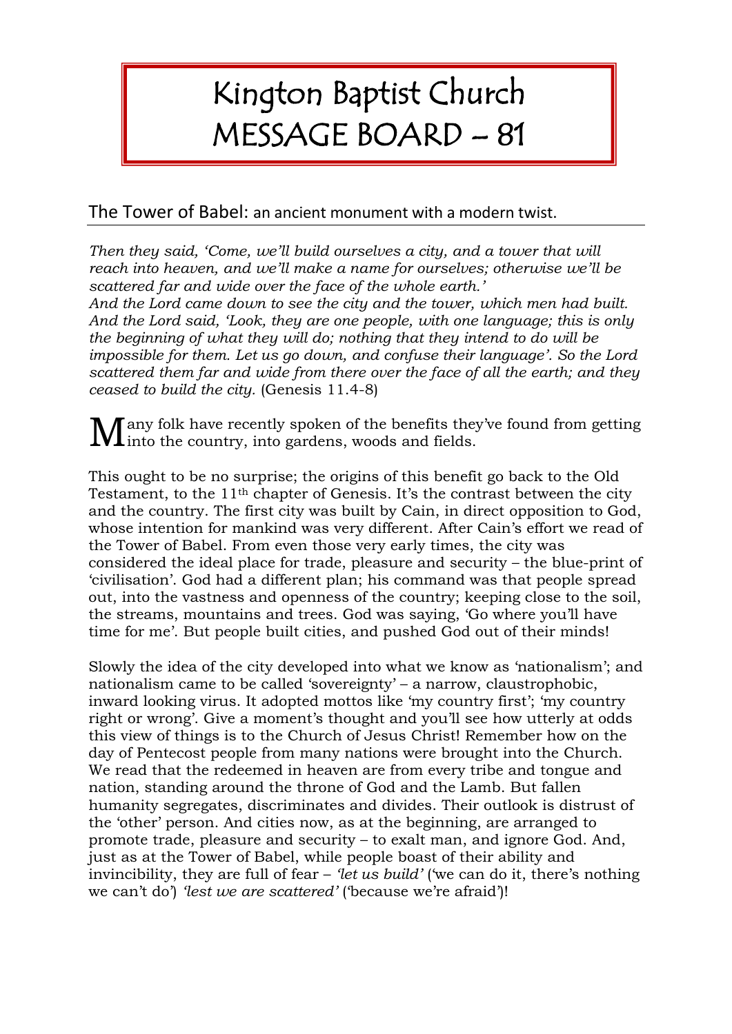# Kington Baptist Church MESSAGE BOARD – 81

## The Tower of Babel: an ancient monument with a modern twist.

*Then they said, 'Come, we'll build ourselves a city, and a tower that will reach into heaven, and we'll make a name for ourselves; otherwise we'll be scattered far and wide over the face of the whole earth.'*
*And the Lord came down to see the city and the tower, which men had built. And the Lord said, 'Look, they are one people, with one language; this is only the beginning of what they will do; nothing that they intend to do will be impossible for them. Let us go down, and confuse their language'. So the Lord scattered them far and wide from there over the face of all the earth; and they ceased to build the city.* (Genesis 11.4-8)

Many folk have recently spoken of the benefits they've found from getting into the country, into gardens, woods and fields.

This ought to be no surprise; the origins of this benefit go back to the Old Testament, to the 11th chapter of Genesis. It's the contrast between the city and the country. The first city was built by Cain, in direct opposition to God, whose intention for mankind was very different. After Cain's effort we read of the Tower of Babel. From even those very early times, the city was considered the ideal place for trade, pleasure and security – the blue-print of 'civilisation'. God had a different plan; his command was that people spread out, into the vastness and openness of the country; keeping close to the soil, the streams, mountains and trees. God was saying, 'Go where you'll have time for me'. But people built cities, and pushed God out of their minds!

Slowly the idea of the city developed into what we know as 'nationalism'; and nationalism came to be called 'sovereignty' – a narrow, claustrophobic, inward looking virus. It adopted mottos like 'my country first'; 'my country right or wrong'. Give a moment's thought and you'll see how utterly at odds this view of things is to the Church of Jesus Christ! Remember how on the day of Pentecost people from many nations were brought into the Church. We read that the redeemed in heaven are from every tribe and tongue and nation, standing around the throne of God and the Lamb. But fallen humanity segregates, discriminates and divides. Their outlook is distrust of the 'other' person. And cities now, as at the beginning, are arranged to promote trade, pleasure and security – to exalt man, and ignore God. And, just as at the Tower of Babel, while people boast of their ability and invincibility, they are full of fear – *'let us build'* ('we can do it, there's nothing we can't do') *'lest we are scattered'* ('because we're afraid')!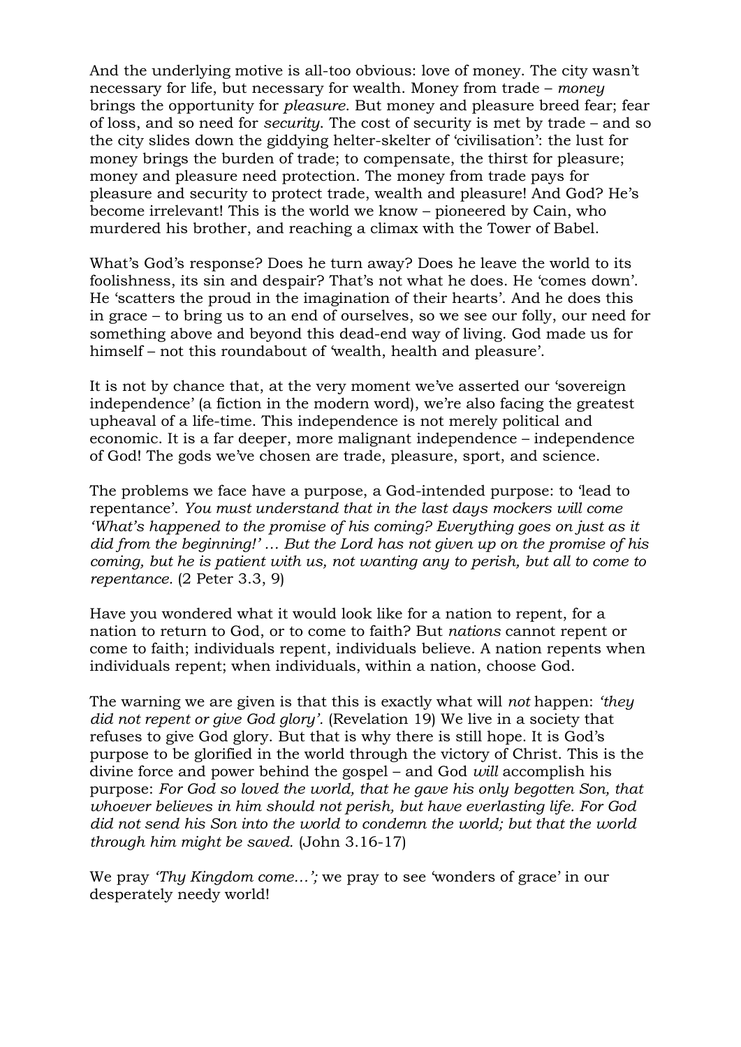And the underlying motive is all-too obvious: love of money. The city wasn't necessary for life, but necessary for wealth. Money from trade – *money* brings the opportunity for *pleasure*. But money and pleasure breed fear; fear of loss, and so need for *security*. The cost of security is met by trade – and so the city slides down the giddying helter-skelter of 'civilisation': the lust for money brings the burden of trade; to compensate, the thirst for pleasure; money and pleasure need protection. The money from trade pays for pleasure and security to protect trade, wealth and pleasure! And God? He's become irrelevant! This is the world we know – pioneered by Cain, who murdered his brother, and reaching a climax with the Tower of Babel.

What's God's response? Does he turn away? Does he leave the world to its foolishness, its sin and despair? That's not what he does. He 'comes down'. He 'scatters the proud in the imagination of their hearts'. And he does this in grace – to bring us to an end of ourselves, so we see our folly, our need for something above and beyond this dead-end way of living. God made us for himself – not this roundabout of 'wealth, health and pleasure'.

It is not by chance that, at the very moment we've asserted our 'sovereign independence' (a fiction in the modern word), we're also facing the greatest upheaval of a life-time. This independence is not merely political and economic. It is a far deeper, more malignant independence – independence of God! The gods we've chosen are trade, pleasure, sport, and science.

The problems we face have a purpose, a God-intended purpose: to 'lead to repentance'. *You must understand that in the last days mockers will come 'What's happened to the promise of his coming? Everything goes on just as it did from the beginning!' … But the Lord has not given up on the promise of his coming, but he is patient with us, not wanting any to perish, but all to come to repentance.* (2 Peter 3.3, 9)

Have you wondered what it would look like for a nation to repent, for a nation to return to God, or to come to faith? But *nations* cannot repent or come to faith; individuals repent, individuals believe. A nation repents when individuals repent; when individuals, within a nation, choose God.

The warning we are given is that this is exactly what will *not* happen: *'they did not repent or give God glory'*. (Revelation 19) We live in a society that refuses to give God glory. But that is why there is still hope. It is God's purpose to be glorified in the world through the victory of Christ. This is the divine force and power behind the gospel – and God *will* accomplish his purpose: *For God so loved the world, that he gave his only begotten Son, that whoever believes in him should not perish, but have everlasting life. For God did not send his Son into the world to condemn the world; but that the world through him might be saved.* (John 3.16-17)

We pray *'Thy Kingdom come…';* we pray to see 'wonders of grace' in our desperately needy world!